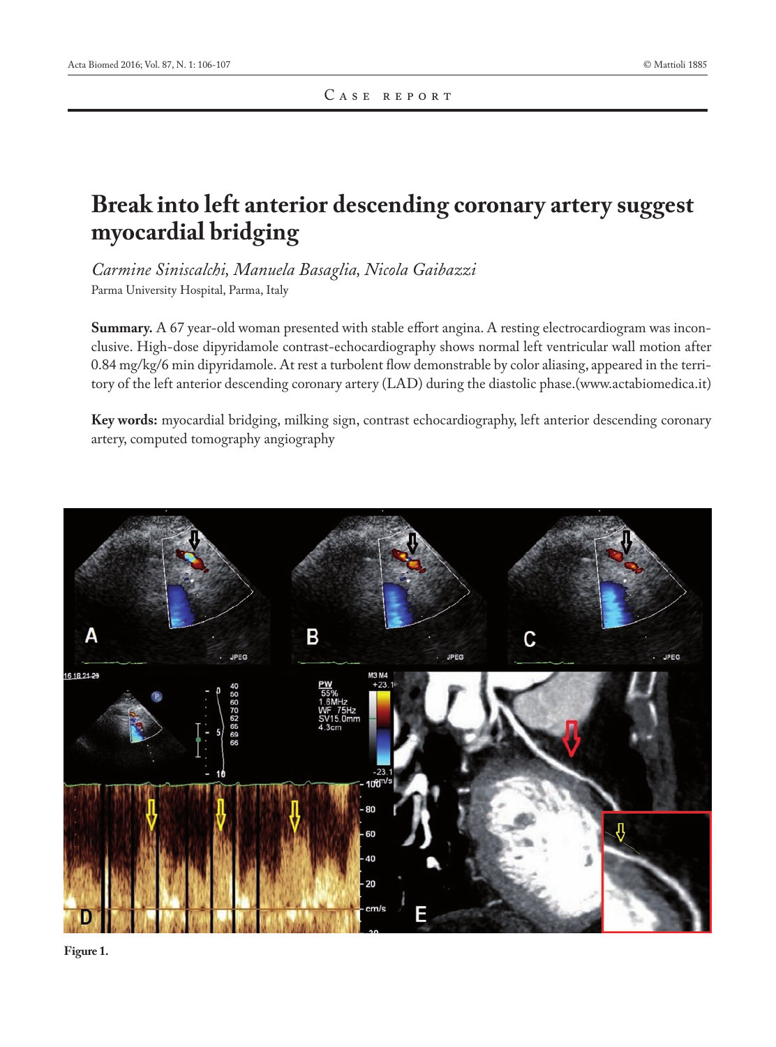Case report

# Break into left anterior descending coronary artery suggest myocardial bridging

*Carmine Siniscalchi, Manuela Basaglia, Nicola Gaibazzi*

Parma University Hospital, Parma, Italy

**Summary.** A 67 year-old woman presented with stable effort angina. A resting electrocardiogram was inconclusive. High-dose dipyridamole contrast-echocardiography shows normal left ventricular wall motion after 0.84 mg/kg/6 min dipyridamole. At rest a turbolent flow demonstrable by color aliasing, appeared in the territory of the left anterior descending coronary artery (LAD) during the diastolic phase.(www.actabiomedica.it)

**Key words:** myocardial bridging, milking sign, contrast echocardiography, left anterior descending coronary artery, computed tomography angiography

**Figure 1.**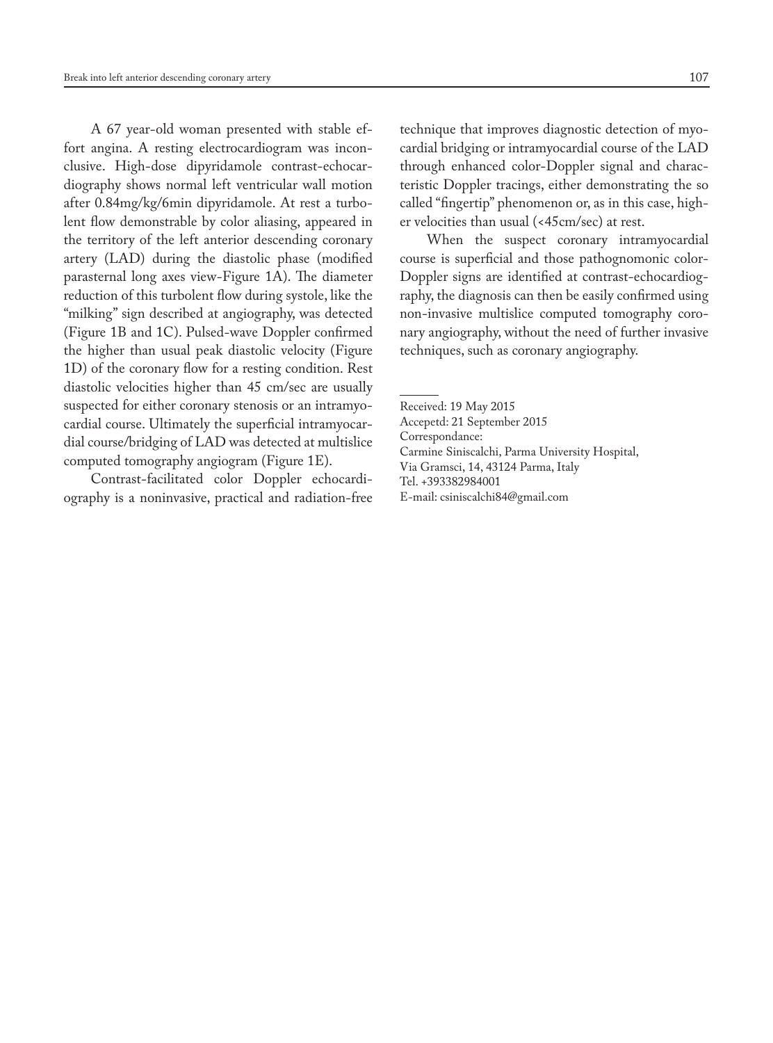A 67 year-old woman presented with stable effort angina. A resting electrocardiogram was inconclusive. High-dose dipyridamole contrast-echocardiography shows normal left ventricular wall motion after 0.84mg/kg/6min dipyridamole. At rest a turbolent flow demonstrable by color aliasing, appeared in the territory of the left anterior descending coronary artery (LAD) during the diastolic phase (modified parasternal long axes view-Figure 1A). The diameter reduction of this turbolent flow during systole, like the "milking" sign described at angiography, was detected (Figure 1B and 1C). Pulsed-wave Doppler confirmed the higher than usual peak diastolic velocity (Figure 1D) of the coronary flow for a resting condition. Rest diastolic velocities higher than 45 cm/sec are usually suspected for either coronary stenosis or an intramyocardial course. Ultimately the superficial intramyocardial course/bridging of LAD was detected at multislice computed tomography angiogram (Figure 1E).

Contrast-facilitated color Doppler echocardiography is a noninvasive, practical and radiation-free technique that improves diagnostic detection of myocardial bridging or intramyocardial course of the LAD through enhanced color-Doppler signal and characteristic Doppler tracings, either demonstrating the so called "fingertip" phenomenon or, as in this case, higher velocities than usual (<45cm/sec) at rest.

When the suspect coronary intramyocardial course is superficial and those pathognomonic color-Doppler signs are identified at contrast-echocardiography, the diagnosis can then be easily confirmed using non-invasive multislice computed tomography coronary angiography, without the need of further invasive techniques, such as coronary angiography.

---

Received: 19 May 2015
Accepetd: 21 September 2015
Correspondance:
Carmine Siniscalchi, Parma University Hospital,
Via Gramsci, 14, 43124 Parma, Italy
Tel. +393382984001
E-mail: csiniscalchi84@gmail.com